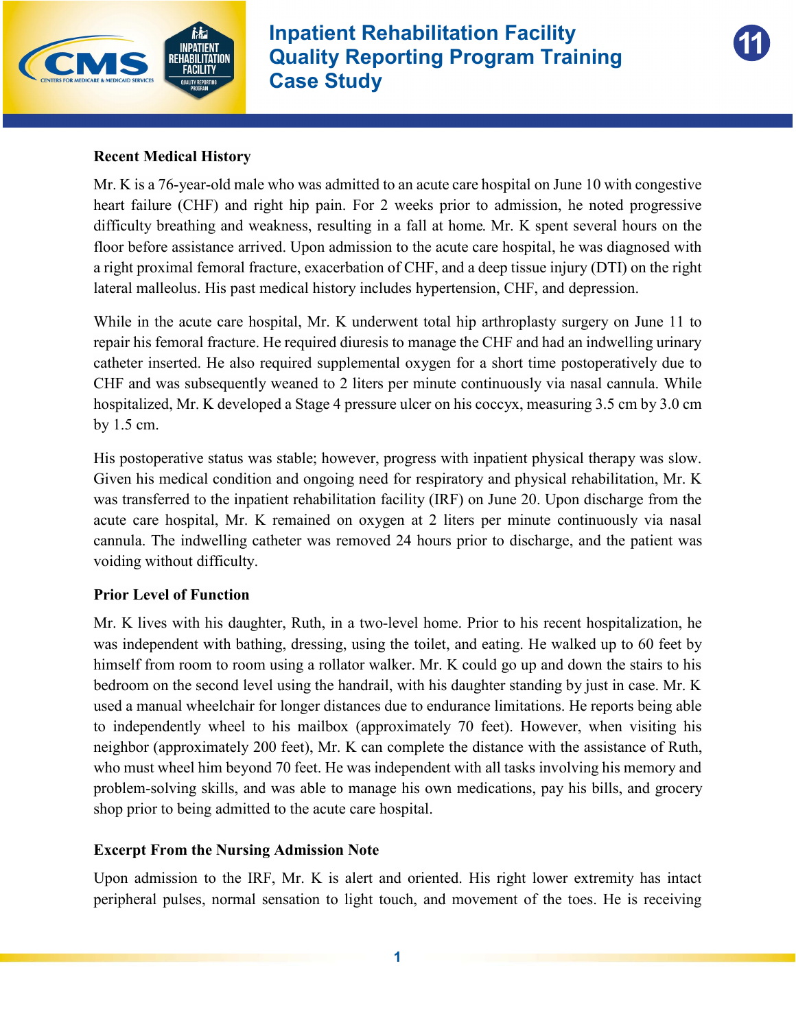# Inpatient Rehabilitation Facility Quality Reporting Program Training Case Study

## Recent Medical History

Mr. K is a 76-year-old male who was admitted to an acute care hospital on June 10 with congestive heart failure (CHF) and right hip pain. For 2 weeks prior to admission, he noted progressive difficulty breathing and weakness, resulting in a fall at home. Mr. K spent several hours on the floor before assistance arrived. Upon admission to the acute care hospital, he was diagnosed with a right proximal femoral fracture, exacerbation of CHF, and a deep tissue injury (DTI) on the right lateral malleolus. His past medical history includes hypertension, CHF, and depression.

While in the acute care hospital, Mr. K underwent total hip arthroplasty surgery on June 11 to repair his femoral fracture. He required diuresis to manage the CHF and had an indwelling urinary catheter inserted. He also required supplemental oxygen for a short time postoperatively due to CHF and was subsequently weaned to 2 liters per minute continuously via nasal cannula. While hospitalized, Mr. K developed a Stage 4 pressure ulcer on his coccyx, measuring 3.5 cm by 3.0 cm by 1.5 cm.

His postoperative status was stable; however, progress with inpatient physical therapy was slow. Given his medical condition and ongoing need for respiratory and physical rehabilitation, Mr. K was transferred to the inpatient rehabilitation facility (IRF) on June 20. Upon discharge from the acute care hospital, Mr. K remained on oxygen at 2 liters per minute continuously via nasal cannula. The indwelling catheter was removed 24 hours prior to discharge, and the patient was voiding without difficulty.

## Prior Level of Function

Mr. K lives with his daughter, Ruth, in a two-level home. Prior to his recent hospitalization, he was independent with bathing, dressing, using the toilet, and eating. He walked up to 60 feet by himself from room to room using a rollator walker. Mr. K could go up and down the stairs to his bedroom on the second level using the handrail, with his daughter standing by just in case. Mr. K used a manual wheelchair for longer distances due to endurance limitations. He reports being able to independently wheel to his mailbox (approximately 70 feet). However, when visiting his neighbor (approximately 200 feet), Mr. K can complete the distance with the assistance of Ruth, who must wheel him beyond 70 feet. He was independent with all tasks involving his memory and problem-solving skills, and was able to manage his own medications, pay his bills, and grocery shop prior to being admitted to the acute care hospital.

## Excerpt From the Nursing Admission Note

Upon admission to the IRF, Mr. K is alert and oriented. His right lower extremity has intact peripheral pulses, normal sensation to light touch, and movement of the toes. He is receiving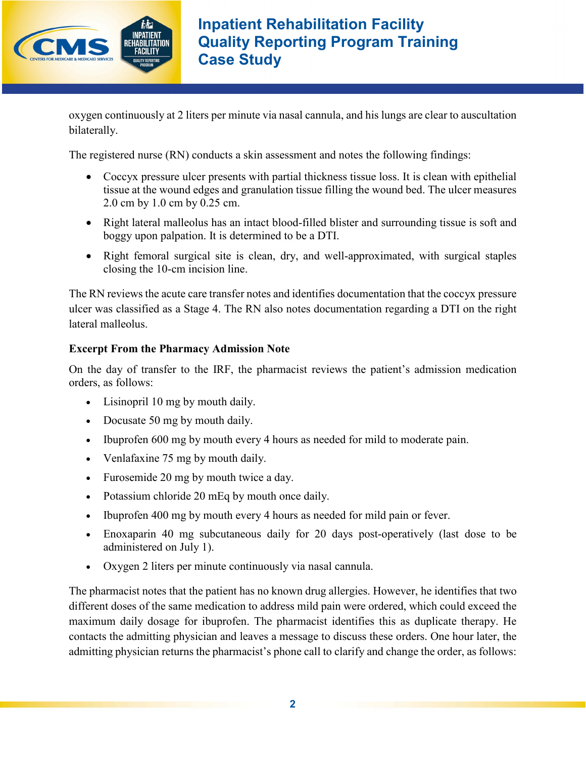oxygen continuously at 2 liters per minute via nasal cannula, and his lungs are clear to auscultation bilaterally.

The registered nurse (RN) conducts a skin assessment and notes the following findings:

- Coccyx pressure ulcer presents with partial thickness tissue loss. It is clean with epithelial tissue at the wound edges and granulation tissue filling the wound bed. The ulcer measures 2.0 cm by 1.0 cm by 0.25 cm.
- Right lateral malleolus has an intact blood-filled blister and surrounding tissue is soft and boggy upon palpation. It is determined to be a DTI.
- Right femoral surgical site is clean, dry, and well-approximated, with surgical staples closing the 10-cm incision line.

The RN reviews the acute care transfer notes and identifies documentation that the coccyx pressure ulcer was classified as a Stage 4. The RN also notes documentation regarding a DTI on the right lateral malleolus.

**Excerpt From the Pharmacy Admission Note**

On the day of transfer to the IRF, the pharmacist reviews the patient's admission medication orders, as follows:

- Lisinopril 10 mg by mouth daily.
- Docusate 50 mg by mouth daily.
- Ibuprofen 600 mg by mouth every 4 hours as needed for mild to moderate pain.
- Venlafaxine 75 mg by mouth daily.
- Furosemide 20 mg by mouth twice a day.
- Potassium chloride 20 mEq by mouth once daily.
- Ibuprofen 400 mg by mouth every 4 hours as needed for mild pain or fever.
- Enoxaparin 40 mg subcutaneous daily for 20 days post-operatively (last dose to be administered on July 1).
- Oxygen 2 liters per minute continuously via nasal cannula.

The pharmacist notes that the patient has no known drug allergies. However, he identifies that two different doses of the same medication to address mild pain were ordered, which could exceed the maximum daily dosage for ibuprofen. The pharmacist identifies this as duplicate therapy. He contacts the admitting physician and leaves a message to discuss these orders. One hour later, the admitting physician returns the pharmacist's phone call to clarify and change the order, as follows: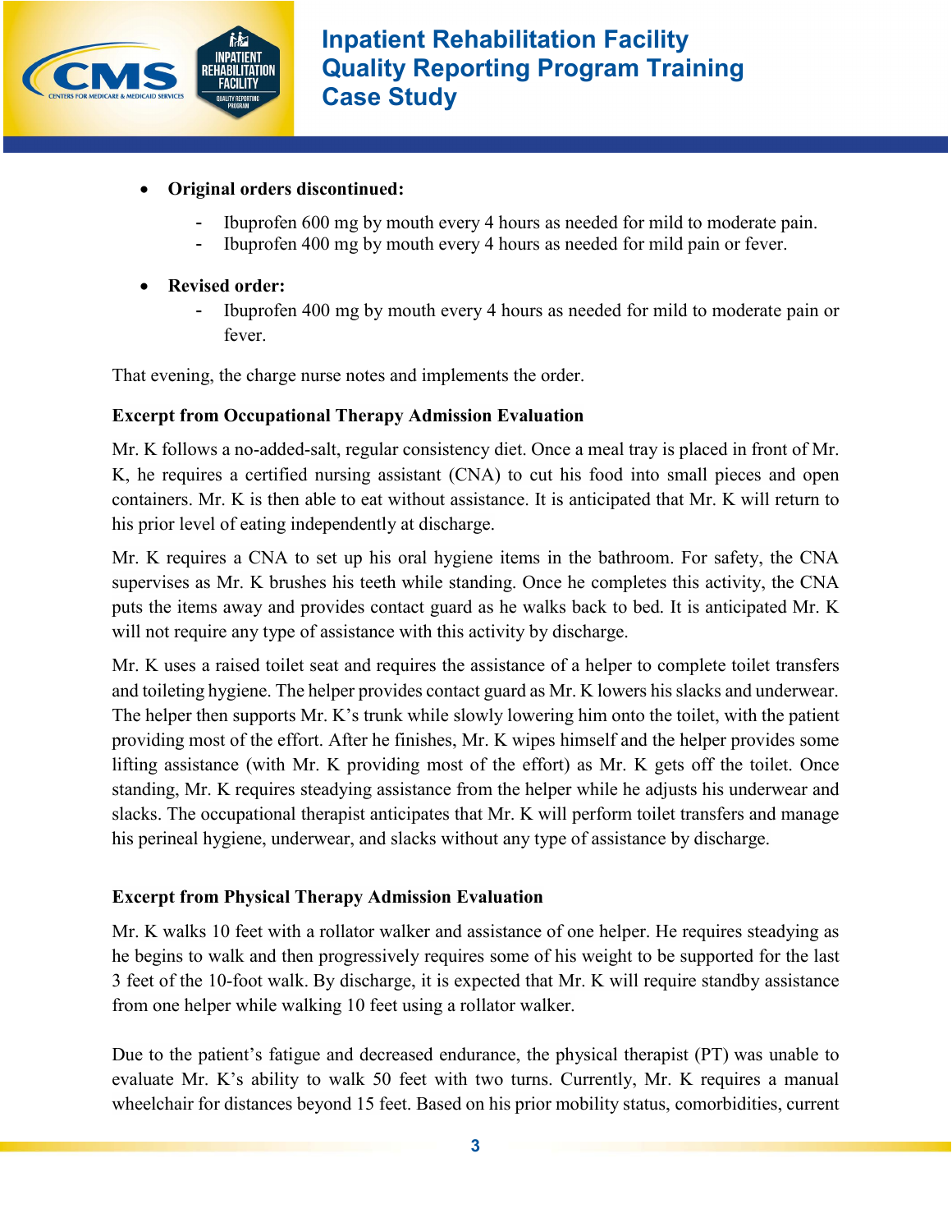- **Original orders discontinued:**
  - Ibuprofen 600 mg by mouth every 4 hours as needed for mild to moderate pain.
  - Ibuprofen 400 mg by mouth every 4 hours as needed for mild pain or fever.

- **Revised order:**
  - Ibuprofen 400 mg by mouth every 4 hours as needed for mild to moderate pain or fever.

That evening, the charge nurse notes and implements the order.

**Excerpt from Occupational Therapy Admission Evaluation**

Mr. K follows a no-added-salt, regular consistency diet. Once a meal tray is placed in front of Mr. K, he requires a certified nursing assistant (CNA) to cut his food into small pieces and open containers. Mr. K is then able to eat without assistance. It is anticipated that Mr. K will return to his prior level of eating independently at discharge.

Mr. K requires a CNA to set up his oral hygiene items in the bathroom. For safety, the CNA supervises as Mr. K brushes his teeth while standing. Once he completes this activity, the CNA puts the items away and provides contact guard as he walks back to bed. It is anticipated Mr. K will not require any type of assistance with this activity by discharge.

Mr. K uses a raised toilet seat and requires the assistance of a helper to complete toilet transfers and toileting hygiene. The helper provides contact guard as Mr. K lowers his slacks and underwear. The helper then supports Mr. K's trunk while slowly lowering him onto the toilet, with the patient providing most of the effort. After he finishes, Mr. K wipes himself and the helper provides some lifting assistance (with Mr. K providing most of the effort) as Mr. K gets off the toilet. Once standing, Mr. K requires steadying assistance from the helper while he adjusts his underwear and slacks. The occupational therapist anticipates that Mr. K will perform toilet transfers and manage his perineal hygiene, underwear, and slacks without any type of assistance by discharge.

**Excerpt from Physical Therapy Admission Evaluation**

Mr. K walks 10 feet with a rollator walker and assistance of one helper. He requires steadying as he begins to walk and then progressively requires some of his weight to be supported for the last 3 feet of the 10-foot walk. By discharge, it is expected that Mr. K will require standby assistance from one helper while walking 10 feet using a rollator walker.

Due to the patient's fatigue and decreased endurance, the physical therapist (PT) was unable to evaluate Mr. K's ability to walk 50 feet with two turns. Currently, Mr. K requires a manual wheelchair for distances beyond 15 feet. Based on his prior mobility status, comorbidities, current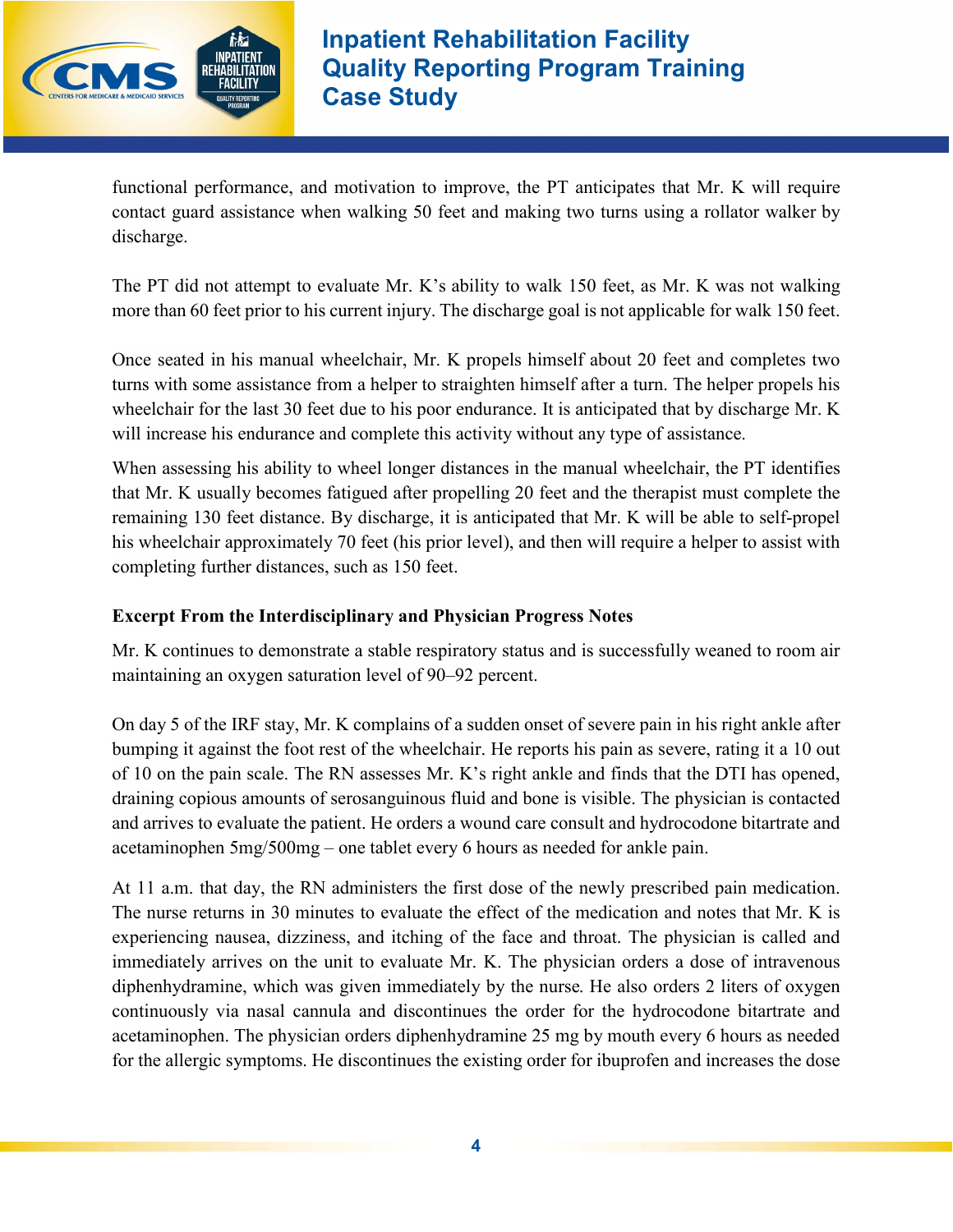functional performance, and motivation to improve, the PT anticipates that Mr. K will require contact guard assistance when walking 50 feet and making two turns using a rollator walker by discharge.

The PT did not attempt to evaluate Mr. K's ability to walk 150 feet, as Mr. K was not walking more than 60 feet prior to his current injury. The discharge goal is not applicable for walk 150 feet.

Once seated in his manual wheelchair, Mr. K propels himself about 20 feet and completes two turns with some assistance from a helper to straighten himself after a turn. The helper propels his wheelchair for the last 30 feet due to his poor endurance. It is anticipated that by discharge Mr. K will increase his endurance and complete this activity without any type of assistance.

When assessing his ability to wheel longer distances in the manual wheelchair, the PT identifies that Mr. K usually becomes fatigued after propelling 20 feet and the therapist must complete the remaining 130 feet distance. By discharge, it is anticipated that Mr. K will be able to self-propel his wheelchair approximately 70 feet (his prior level), and then will require a helper to assist with completing further distances, such as 150 feet.

**Excerpt From the Interdisciplinary and Physician Progress Notes**

Mr. K continues to demonstrate a stable respiratory status and is successfully weaned to room air maintaining an oxygen saturation level of 90–92 percent.

On day 5 of the IRF stay, Mr. K complains of a sudden onset of severe pain in his right ankle after bumping it against the foot rest of the wheelchair. He reports his pain as severe, rating it a 10 out of 10 on the pain scale. The RN assesses Mr. K's right ankle and finds that the DTI has opened, draining copious amounts of serosanguinous fluid and bone is visible. The physician is contacted and arrives to evaluate the patient. He orders a wound care consult and hydrocodone bitartrate and acetaminophen 5mg/500mg – one tablet every 6 hours as needed for ankle pain.

At 11 a.m. that day, the RN administers the first dose of the newly prescribed pain medication. The nurse returns in 30 minutes to evaluate the effect of the medication and notes that Mr. K is experiencing nausea, dizziness, and itching of the face and throat. The physician is called and immediately arrives on the unit to evaluate Mr. K. The physician orders a dose of intravenous diphenhydramine, which was given immediately by the nurse. He also orders 2 liters of oxygen continuously via nasal cannula and discontinues the order for the hydrocodone bitartrate and acetaminophen. The physician orders diphenhydramine 25 mg by mouth every 6 hours as needed for the allergic symptoms. He discontinues the existing order for ibuprofen and increases the dose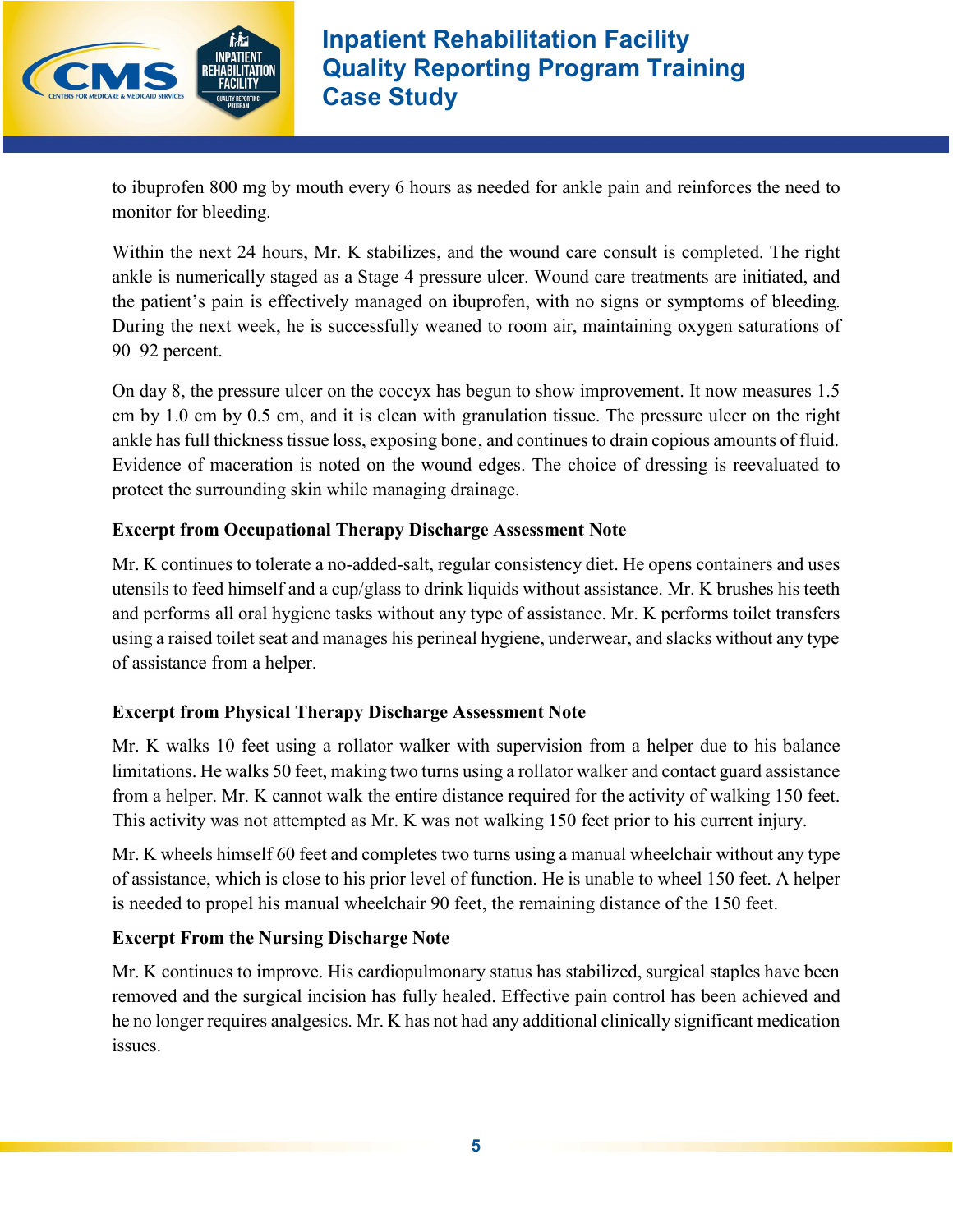to ibuprofen 800 mg by mouth every 6 hours as needed for ankle pain and reinforces the need to monitor for bleeding.

Within the next 24 hours, Mr. K stabilizes, and the wound care consult is completed. The right ankle is numerically staged as a Stage 4 pressure ulcer. Wound care treatments are initiated, and the patient's pain is effectively managed on ibuprofen, with no signs or symptoms of bleeding. During the next week, he is successfully weaned to room air, maintaining oxygen saturations of 90–92 percent.

On day 8, the pressure ulcer on the coccyx has begun to show improvement. It now measures 1.5 cm by 1.0 cm by 0.5 cm, and it is clean with granulation tissue. The pressure ulcer on the right ankle has full thickness tissue loss, exposing bone, and continues to drain copious amounts of fluid. Evidence of maceration is noted on the wound edges. The choice of dressing is reevaluated to protect the surrounding skin while managing drainage.

**Excerpt from Occupational Therapy Discharge Assessment Note**

Mr. K continues to tolerate a no-added-salt, regular consistency diet. He opens containers and uses utensils to feed himself and a cup/glass to drink liquids without assistance. Mr. K brushes his teeth and performs all oral hygiene tasks without any type of assistance. Mr. K performs toilet transfers using a raised toilet seat and manages his perineal hygiene, underwear, and slacks without any type of assistance from a helper.

**Excerpt from Physical Therapy Discharge Assessment Note**

Mr. K walks 10 feet using a rollator walker with supervision from a helper due to his balance limitations. He walks 50 feet, making two turns using a rollator walker and contact guard assistance from a helper. Mr. K cannot walk the entire distance required for the activity of walking 150 feet. This activity was not attempted as Mr. K was not walking 150 feet prior to his current injury.

Mr. K wheels himself 60 feet and completes two turns using a manual wheelchair without any type of assistance, which is close to his prior level of function. He is unable to wheel 150 feet. A helper is needed to propel his manual wheelchair 90 feet, the remaining distance of the 150 feet.

**Excerpt From the Nursing Discharge Note**

Mr. K continues to improve. His cardiopulmonary status has stabilized, surgical staples have been removed and the surgical incision has fully healed. Effective pain control has been achieved and he no longer requires analgesics. Mr. K has not had any additional clinically significant medication issues.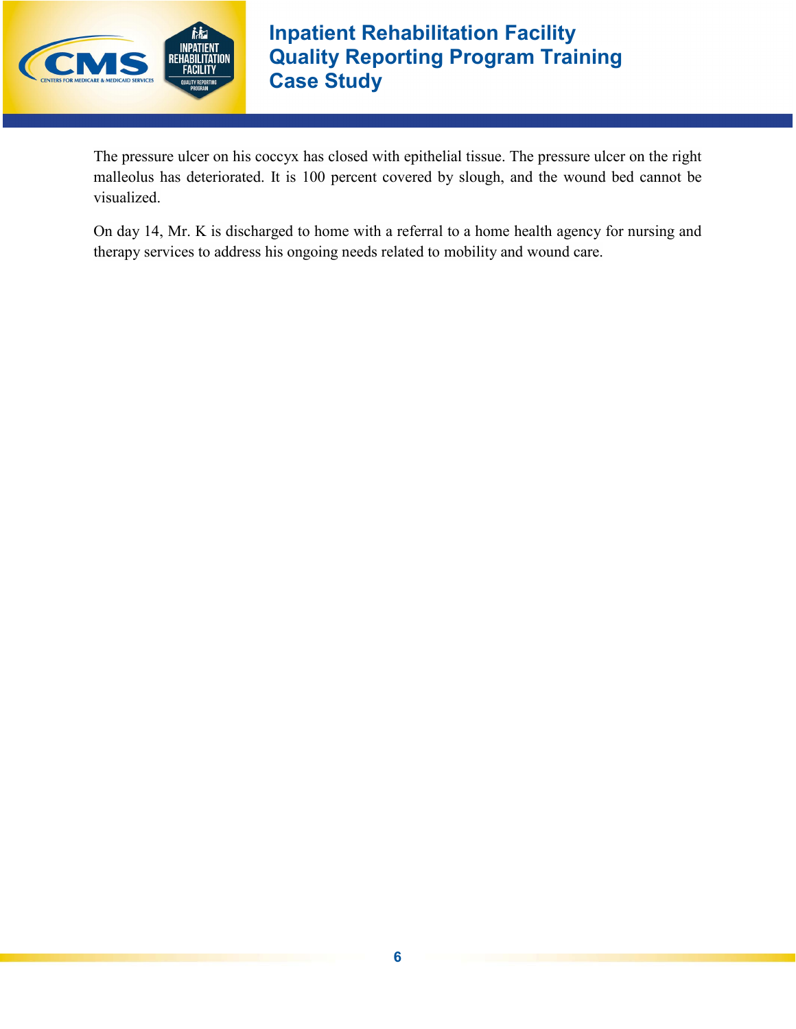The pressure ulcer on his coccyx has closed with epithelial tissue. The pressure ulcer on the right malleolus has deteriorated. It is 100 percent covered by slough, and the wound bed cannot be visualized.

On day 14, Mr. K is discharged to home with a referral to a home health agency for nursing and therapy services to address his ongoing needs related to mobility and wound care.